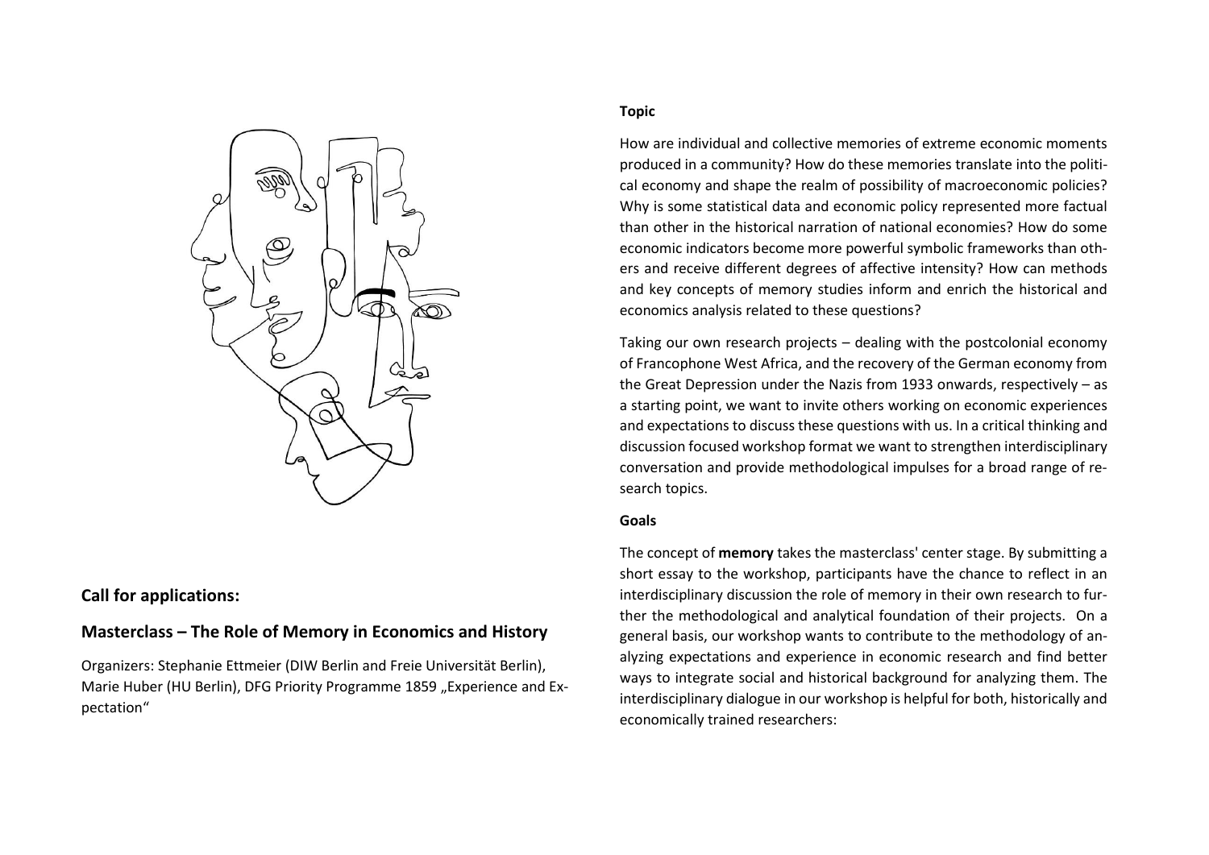**Call for applications:**

## Masterclass – The Role of Memory in Economics and History

Organizers: Stephanie Ettmeier (DIW Berlin and Freie Universität Berlin), Marie Huber (HU Berlin), DFG Priority Programme 1859 „Experience and Expectation"

**Topic**

How are individual and collective memories of extreme economic moments produced in a community? How do these memories translate into the political economy and shape the realm of possibility of macroeconomic policies? Why is some statistical data and economic policy represented more factual than other in the historical narration of national economies? How do some economic indicators become more powerful symbolic frameworks than others and receive different degrees of affective intensity? How can methods and key concepts of memory studies inform and enrich the historical and economics analysis related to these questions?

Taking our own research projects – dealing with the postcolonial economy of Francophone West Africa, and the recovery of the German economy from the Great Depression under the Nazis from 1933 onwards, respectively – as a starting point, we want to invite others working on economic experiences and expectations to discuss these questions with us. In a critical thinking and discussion focused workshop format we want to strengthen interdisciplinary conversation and provide methodological impulses for a broad range of research topics.

**Goals**

The concept of **memory** takes the masterclass' center stage. By submitting a short essay to the workshop, participants have the chance to reflect in an interdisciplinary discussion the role of memory in their own research to further the methodological and analytical foundation of their projects. On a general basis, our workshop wants to contribute to the methodology of analyzing expectations and experience in economic research and find better ways to integrate social and historical background for analyzing them. The interdisciplinary dialogue in our workshop is helpful for both, historically and economically trained researchers: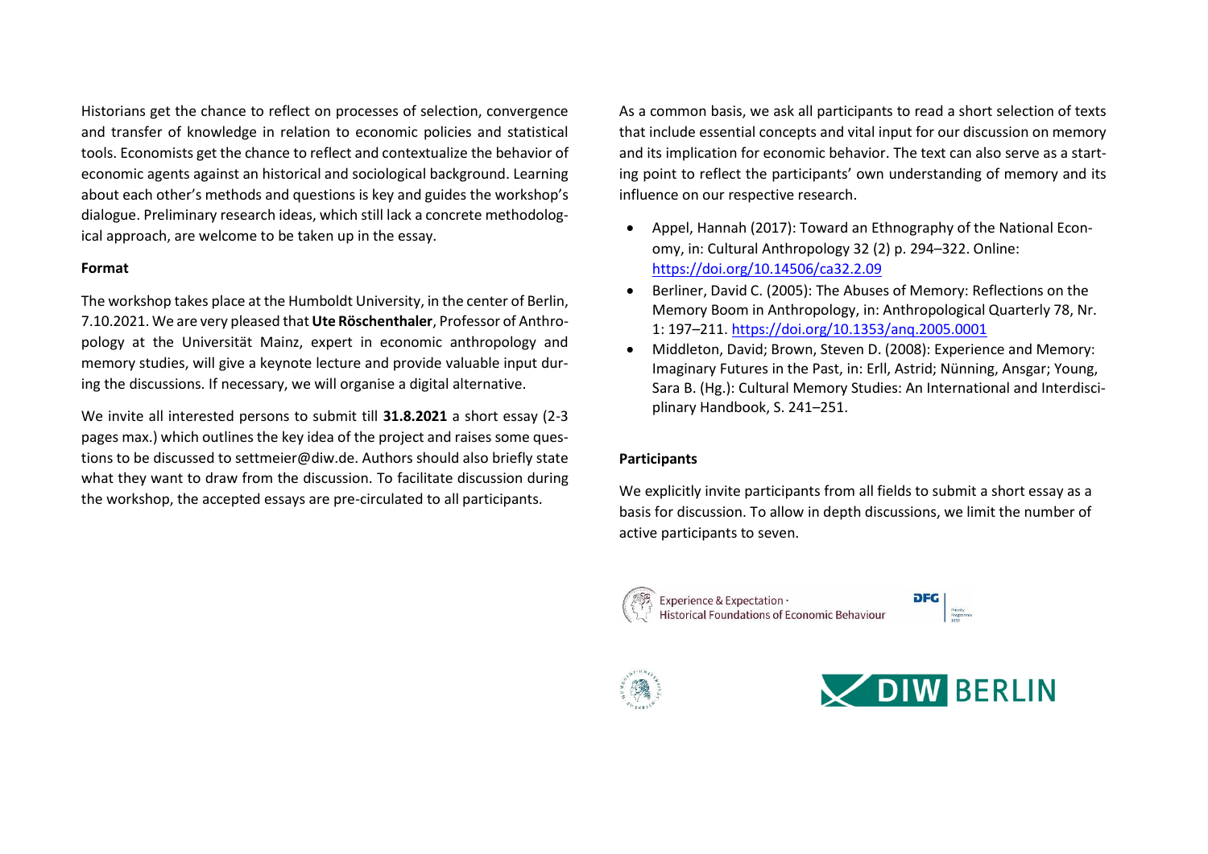Historians get the chance to reflect on processes of selection, convergence and transfer of knowledge in relation to economic policies and statistical tools. Economists get the chance to reflect and contextualize the behavior of economic agents against an historical and sociological background. Learning about each other's methods and questions is key and guides the workshop's dialogue. Preliminary research ideas, which still lack a concrete methodological approach, are welcome to be taken up in the essay.

**Format**

The workshop takes place at the Humboldt University, in the center of Berlin, 7.10.2021. We are very pleased that **Ute Röschenthaler**, Professor of Anthropology at the Universität Mainz, expert in economic anthropology and memory studies, will give a keynote lecture and provide valuable input during the discussions. If necessary, we will organise a digital alternative.

We invite all interested persons to submit till **31.8.2021** a short essay (2-3 pages max.) which outlines the key idea of the project and raises some questions to be discussed to settmeier@diw.de. Authors should also briefly state what they want to draw from the discussion. To facilitate discussion during the workshop, the accepted essays are pre-circulated to all participants.

As a common basis, we ask all participants to read a short selection of texts that include essential concepts and vital input for our discussion on memory and its implication for economic behavior. The text can also serve as a starting point to reflect the participants' own understanding of memory and its influence on our respective research.

- Appel, Hannah (2017): Toward an Ethnography of the National Economy, in: Cultural Anthropology 32 (2) p. 294–322. Online: https://doi.org/10.14506/ca32.2.09
- Berliner, David C. (2005): The Abuses of Memory: Reflections on the Memory Boom in Anthropology, in: Anthropological Quarterly 78, Nr. 1: 197–211. https://doi.org/10.1353/anq.2005.0001
- Middleton, David; Brown, Steven D. (2008): Experience and Memory: Imaginary Futures in the Past, in: Erll, Astrid; Nünning, Ansgar; Young, Sara B. (Hg.): Cultural Memory Studies: An International and Interdisciplinary Handbook, S. 241–251.

**Participants**

We explicitly invite participants from all fields to submit a short essay as a basis for discussion. To allow in depth discussions, we limit the number of active participants to seven.

Experience & Expectation · Historical Foundations of Economic Behaviour

DFG

DIW BERLIN